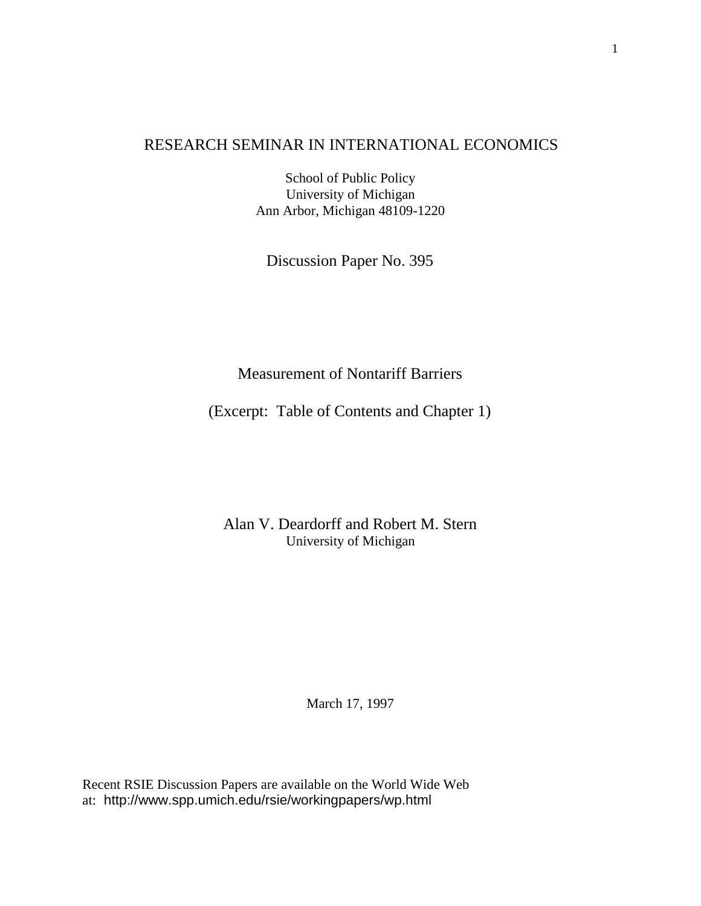RESEARCH SEMINAR IN INTERNATIONAL ECONOMICS

School of Public Policy
University of Michigan
Ann Arbor, Michigan 48109-1220

Discussion Paper No. 395

# Measurement of Nontariff Barriers

(Excerpt: Table of Contents and Chapter 1)

Alan V. Deardorff and Robert M. Stern
University of Michigan

March 17, 1997

Recent RSIE Discussion Papers are available on the World Wide Web at: http://www.spp.umich.edu/rsie/workingpapers/wp.html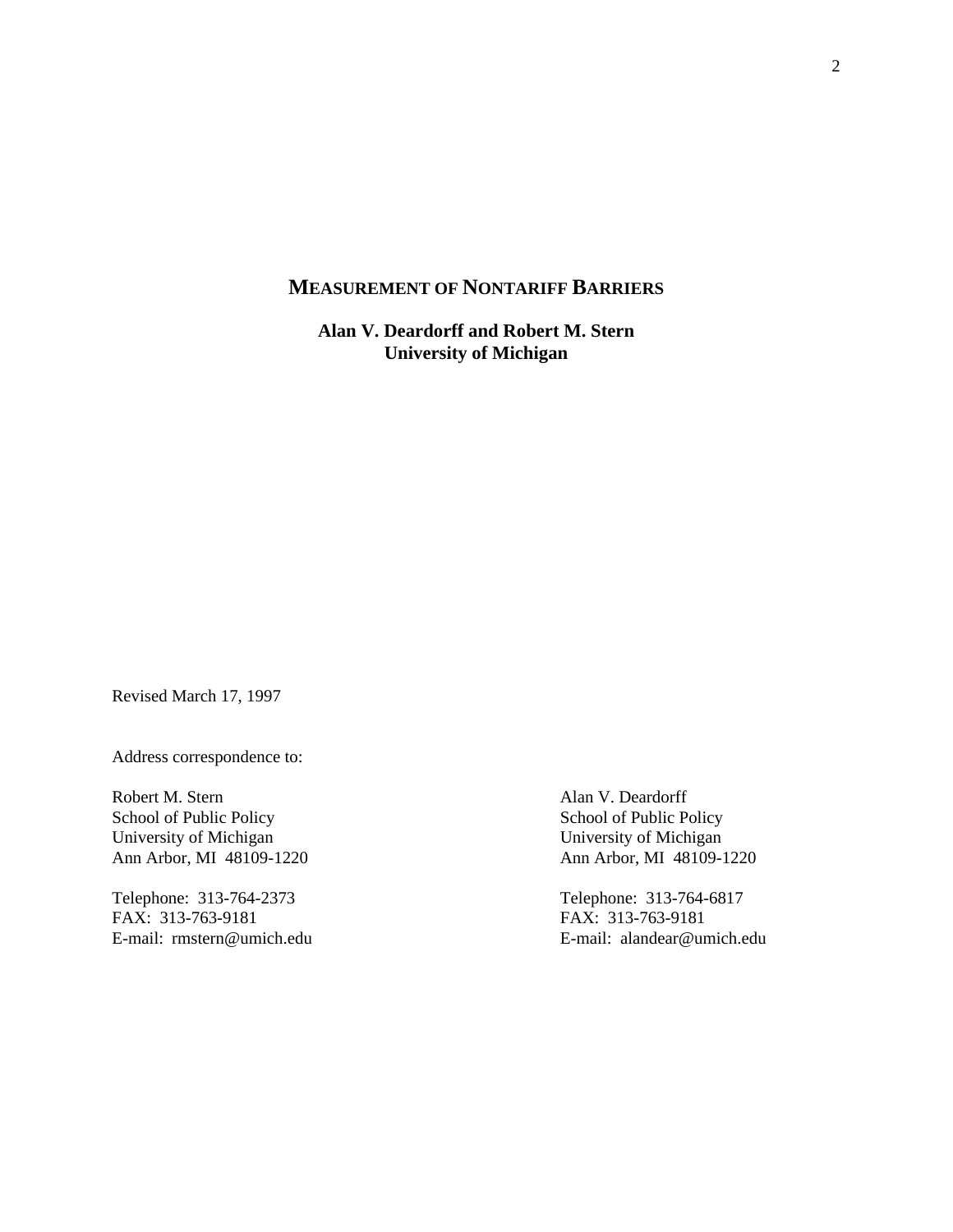# MEASUREMENT OF NONTARIFF BARRIERS

**Alan V. Deardorff and Robert M. Stern**
**University of Michigan**

Revised March 17, 1997

Address correspondence to:

Robert M. Stern
School of Public Policy
University of Michigan
Ann Arbor, MI 48109-1220

Telephone: 313-764-2373
FAX: 313-763-9181
E-mail: rmstern@umich.edu

Alan V. Deardorff
School of Public Policy
University of Michigan
Ann Arbor, MI 48109-1220

Telephone: 313-764-6817
FAX: 313-763-9181
E-mail: alandear@umich.edu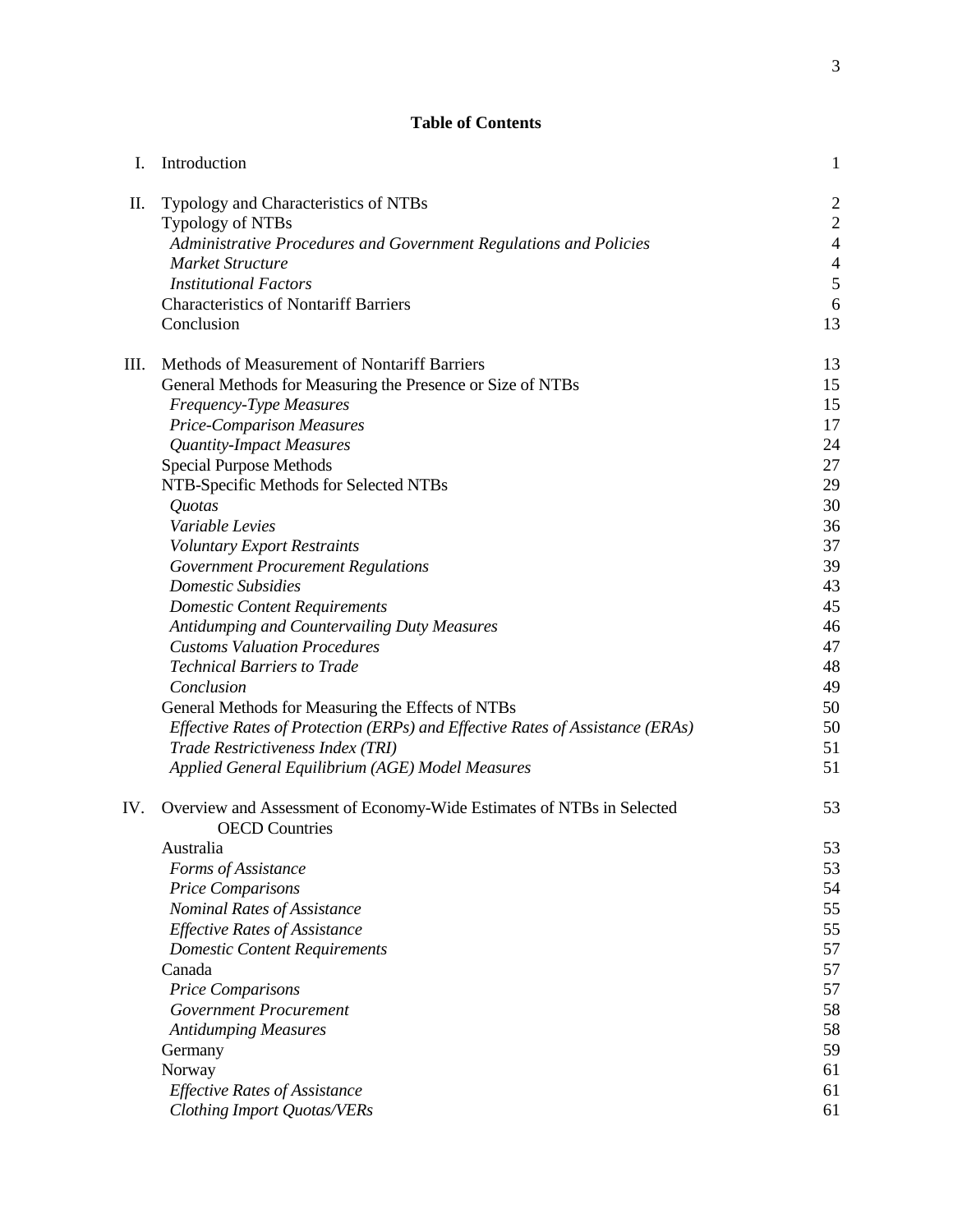**Table of Contents**

| | | |
|---|---|---|
| I. | Introduction | 1 |
| II. | Typology and Characteristics of NTBs | 2 |
| | Typology of NTBs | 2 |
| | *Administrative Procedures and Government Regulations and Policies* | 4 |
| | *Market Structure* | 4 |
| | *Institutional Factors* | 5 |
| | Characteristics of Nontariff Barriers | 6 |
| | Conclusion | 13 |
| III. | Methods of Measurement of Nontariff Barriers | 13 |
| | General Methods for Measuring the Presence or Size of NTBs | 15 |
| | *Frequency-Type Measures* | 15 |
| | *Price-Comparison Measures* | 17 |
| | *Quantity-Impact Measures* | 24 |
| | Special Purpose Methods | 27 |
| | NTB-Specific Methods for Selected NTBs | 29 |
| | *Quotas* | 30 |
| | *Variable Levies* | 36 |
| | *Voluntary Export Restraints* | 37 |
| | *Government Procurement Regulations* | 39 |
| | *Domestic Subsidies* | 43 |
| | *Domestic Content Requirements* | 45 |
| | *Antidumping and Countervailing Duty Measures* | 46 |
| | *Customs Valuation Procedures* | 47 |
| | *Technical Barriers to Trade* | 48 |
| | *Conclusion* | 49 |
| | General Methods for Measuring the Effects of NTBs | 50 |
| | *Effective Rates of Protection (ERPs) and Effective Rates of Assistance (ERAs)* | 50 |
| | *Trade Restrictiveness Index (TRI)* | 51 |
| | *Applied General Equilibrium (AGE) Model Measures* | 51 |
| IV. | Overview and Assessment of Economy-Wide Estimates of NTBs in Selected OECD Countries | 53 |
| | Australia | 53 |
| | *Forms of Assistance* | 53 |
| | *Price Comparisons* | 54 |
| | *Nominal Rates of Assistance* | 55 |
| | *Effective Rates of Assistance* | 55 |
| | *Domestic Content Requirements* | 57 |
| | Canada | 57 |
| | *Price Comparisons* | 57 |
| | *Government Procurement* | 58 |
| | *Antidumping Measures* | 58 |
| | Germany | 59 |
| | Norway | 61 |
| | *Effective Rates of Assistance* | 61 |
| | *Clothing Import Quotas/VERs* | 61 |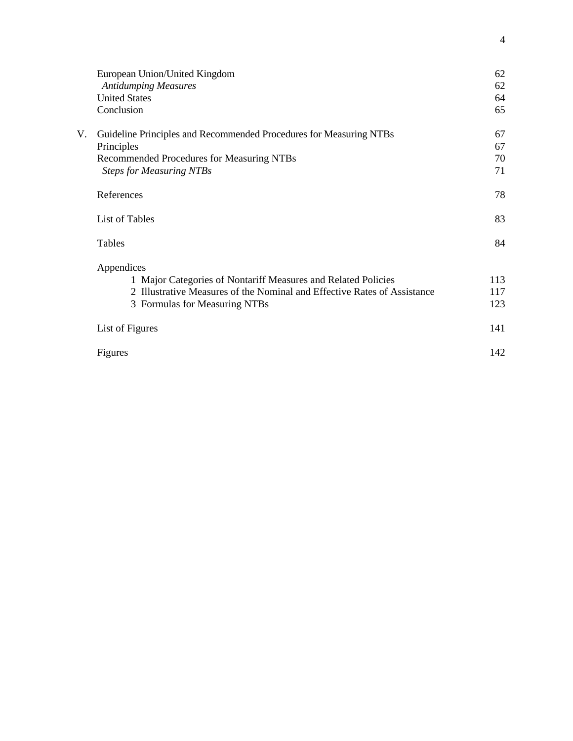| | | |
|---|---|---|
| | European Union/United Kingdom | 62 |
| | *Antidumping Measures* | 62 |
| | United States | 64 |
| | Conclusion | 65 |
| V. | Guideline Principles and Recommended Procedures for Measuring NTBs | 67 |
| | Principles | 67 |
| | Recommended Procedures for Measuring NTBs | 70 |
| | *Steps for Measuring NTBs* | 71 |
| | References | 78 |
| | List of Tables | 83 |
| | Tables | 84 |
| | Appendices | |
| | 1 Major Categories of Nontariff Measures and Related Policies | 113 |
| | 2 Illustrative Measures of the Nominal and Effective Rates of Assistance | 117 |
| | 3 Formulas for Measuring NTBs | 123 |
| | List of Figures | 141 |
| | Figures | 142 |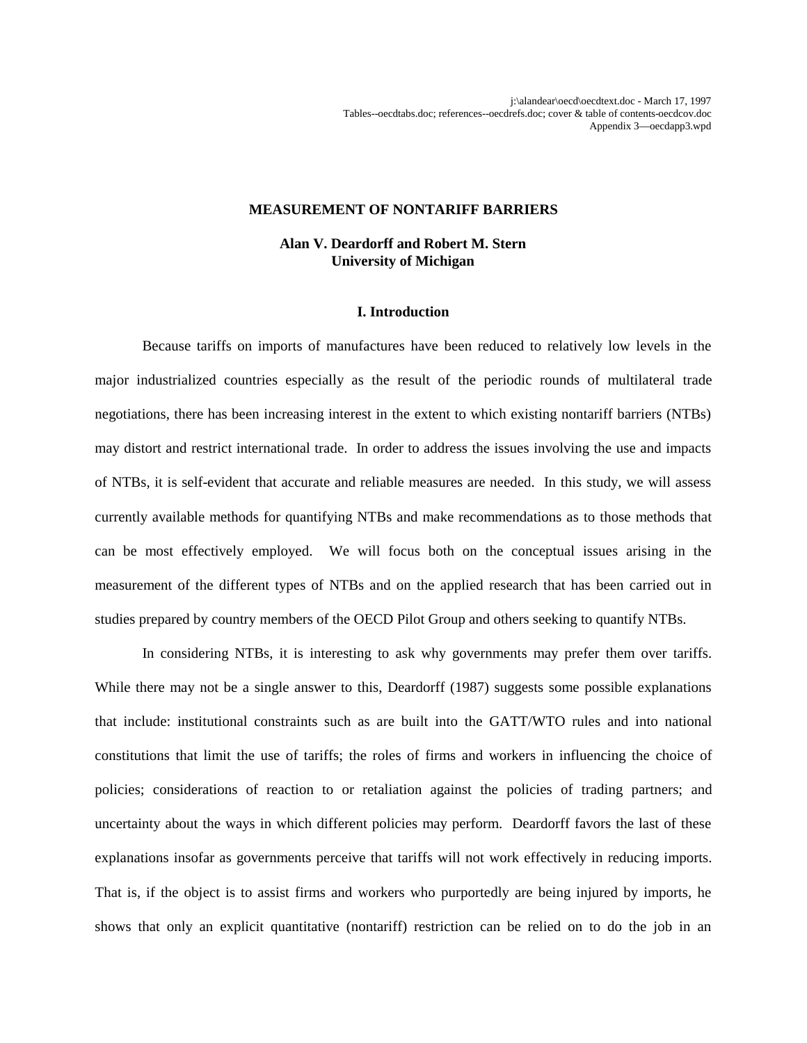# MEASUREMENT OF NONTARIFF BARRIERS

**Alan V. Deardorff and Robert M. Stern**
**University of Michigan**

## I. Introduction

Because tariffs on imports of manufactures have been reduced to relatively low levels in the major industrialized countries especially as the result of the periodic rounds of multilateral trade negotiations, there has been increasing interest in the extent to which existing nontariff barriers (NTBs) may distort and restrict international trade. In order to address the issues involving the use and impacts of NTBs, it is self-evident that accurate and reliable measures are needed. In this study, we will assess currently available methods for quantifying NTBs and make recommendations as to those methods that can be most effectively employed. We will focus both on the conceptual issues arising in the measurement of the different types of NTBs and on the applied research that has been carried out in studies prepared by country members of the OECD Pilot Group and others seeking to quantify NTBs.

In considering NTBs, it is interesting to ask why governments may prefer them over tariffs. While there may not be a single answer to this, Deardorff (1987) suggests some possible explanations that include: institutional constraints such as are built into the GATT/WTO rules and into national constitutions that limit the use of tariffs; the roles of firms and workers in influencing the choice of policies; considerations of reaction to or retaliation against the policies of trading partners; and uncertainty about the ways in which different policies may perform. Deardorff favors the last of these explanations insofar as governments perceive that tariffs will not work effectively in reducing imports. That is, if the object is to assist firms and workers who purportedly are being injured by imports, he shows that only an explicit quantitative (nontariff) restriction can be relied on to do the job in an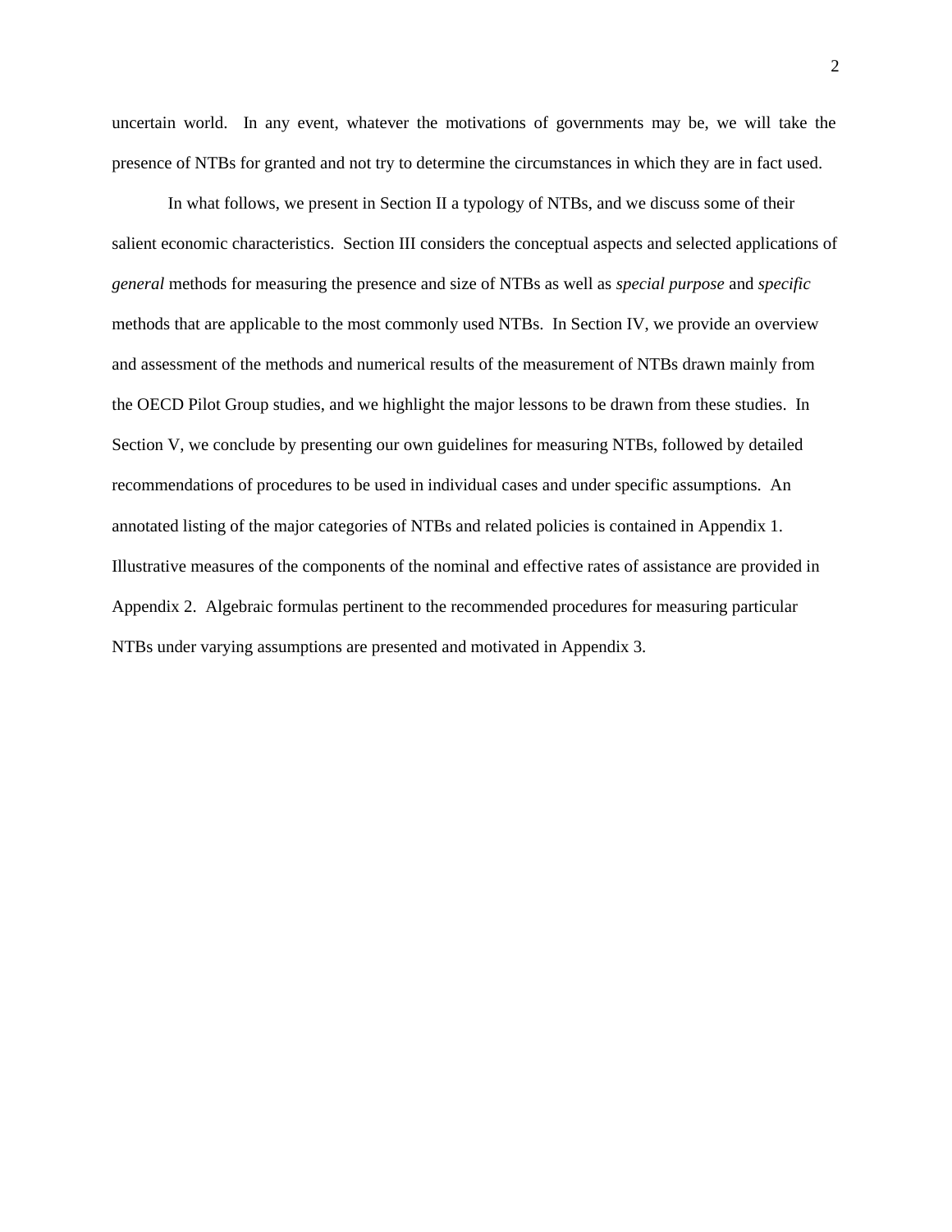uncertain world. In any event, whatever the motivations of governments may be, we will take the presence of NTBs for granted and not try to determine the circumstances in which they are in fact used.

In what follows, we present in Section II a typology of NTBs, and we discuss some of their salient economic characteristics. Section III considers the conceptual aspects and selected applications of *general* methods for measuring the presence and size of NTBs as well as *special purpose* and *specific* methods that are applicable to the most commonly used NTBs. In Section IV, we provide an overview and assessment of the methods and numerical results of the measurement of NTBs drawn mainly from the OECD Pilot Group studies, and we highlight the major lessons to be drawn from these studies. In Section V, we conclude by presenting our own guidelines for measuring NTBs, followed by detailed recommendations of procedures to be used in individual cases and under specific assumptions. An annotated listing of the major categories of NTBs and related policies is contained in Appendix 1. Illustrative measures of the components of the nominal and effective rates of assistance are provided in Appendix 2. Algebraic formulas pertinent to the recommended procedures for measuring particular NTBs under varying assumptions are presented and motivated in Appendix 3.